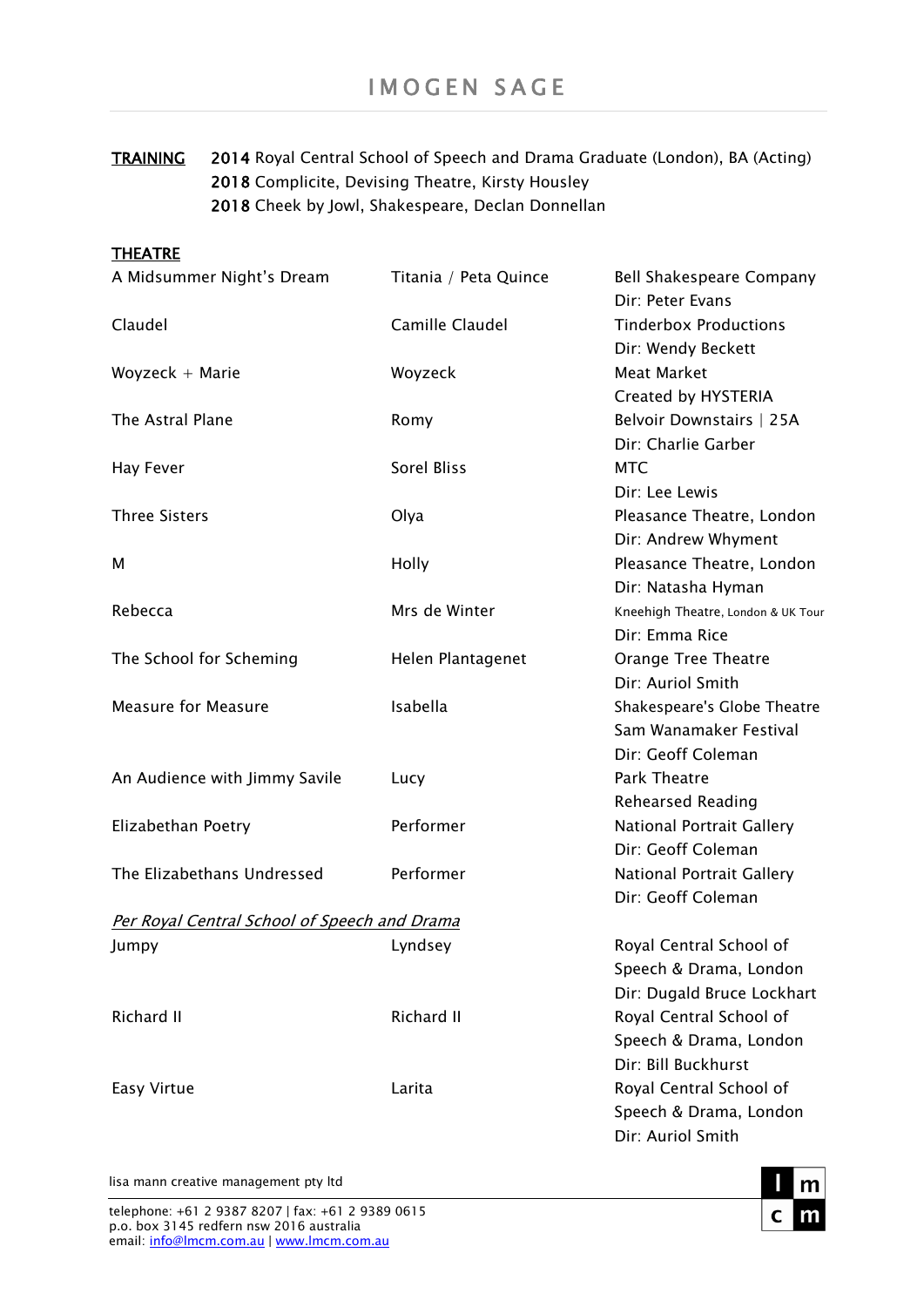# IMOGEN SAGE

**TRAINING**

**2014** Royal Central School of Speech and Drama Graduate (London), BA (Acting)
**2018** Complicite, Devising Theatre, Kirsty Housley
**2018** Cheek by Jowl, Shakespeare, Declan Donnellan

**THEATRE**

| | | |
|---|---|---|
| A Midsummer Night's Dream | Titania / Peta Quince | Bell Shakespeare Company<br>Dir: Peter Evans |
| Claudel | Camille Claudel | Tinderbox Productions<br>Dir: Wendy Beckett |
| Woyzeck + Marie | Woyzeck | Meat Market<br>Created by HYSTERIA |
| The Astral Plane | Romy | Belvoir Downstairs \| 25A<br>Dir: Charlie Garber |
| Hay Fever | Sorel Bliss | MTC<br>Dir: Lee Lewis |
| Three Sisters | Olya | Pleasance Theatre, London<br>Dir: Andrew Whyment |
| M | Holly | Pleasance Theatre, London<br>Dir: Natasha Hyman |
| Rebecca | Mrs de Winter | Kneehigh Theatre, London & UK Tour<br>Dir: Emma Rice |
| The School for Scheming | Helen Plantagenet | Orange Tree Theatre<br>Dir: Auriol Smith |
| Measure for Measure | Isabella | Shakespeare's Globe Theatre<br>Sam Wanamaker Festival<br>Dir: Geoff Coleman |
| An Audience with Jimmy Savile | Lucy | Park Theatre<br>Rehearsed Reading |
| Elizabethan Poetry | Performer | National Portrait Gallery<br>Dir: Geoff Coleman |
| The Elizabethans Undressed | Performer | National Portrait Gallery<br>Dir: Geoff Coleman |

*Per Royal Central School of Speech and Drama*

| | | |
|---|---|---|
| Jumpy | Lyndsey | Royal Central School of Speech & Drama, London<br>Dir: Dugald Bruce Lockhart |
| Richard II | Richard II | Royal Central School of Speech & Drama, London<br>Dir: Bill Buckhurst |
| Easy Virtue | Larita | Royal Central School of Speech & Drama, London<br>Dir: Auriol Smith |

lisa mann creative management pty ltd

telephone: +61 2 9387 8207 | fax: +61 2 9389 0615
p.o. box 3145 redfern nsw 2016 australia
email: info@lmcm.com.au | www.lmcm.com.au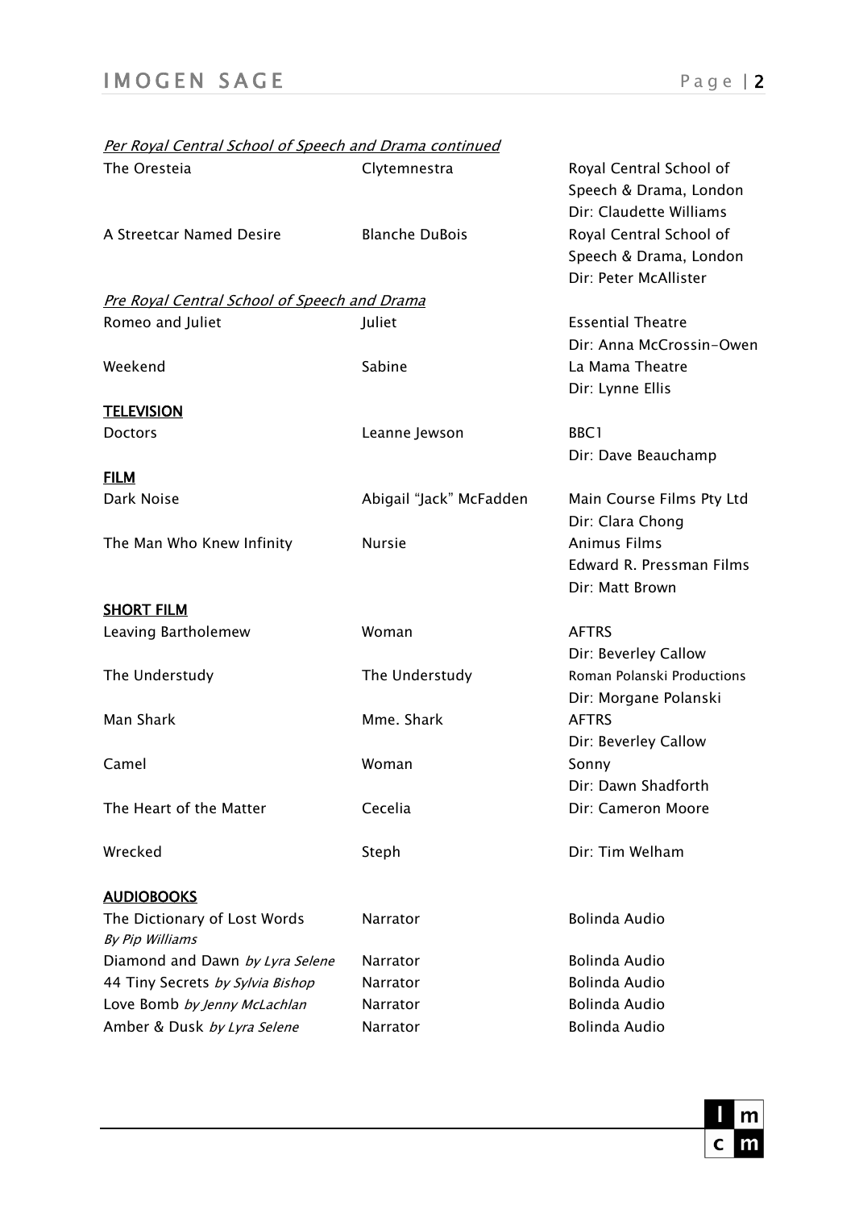*Per Royal Central School of Speech and Drama continued*

| | | |
|---|---|---|
| The Oresteia | Clytemnestra | Royal Central School of Speech & Drama, London<br>Dir: Claudette Williams |
| A Streetcar Named Desire | Blanche DuBois | Royal Central School of Speech & Drama, London<br>Dir: Peter McAllister |

*Pre Royal Central School of Speech and Drama*

| | | |
|---|---|---|
| Romeo and Juliet | Juliet | Essential Theatre<br>Dir: Anna McCrossin-Owen |
| Weekend | Sabine | La Mama Theatre<br>Dir: Lynne Ellis |

**TELEVISION**

| | | |
|---|---|---|
| Doctors | Leanne Jewson | BBC1<br>Dir: Dave Beauchamp |

**FILM**

| | | |
|---|---|---|
| Dark Noise | Abigail "Jack" McFadden | Main Course Films Pty Ltd<br>Dir: Clara Chong |
| The Man Who Knew Infinity | Nursie | Animus Films<br>Edward R. Pressman Films<br>Dir: Matt Brown |

**SHORT FILM**

| | | |
|---|---|---|
| Leaving Bartholemew | Woman | AFTRS<br>Dir: Beverley Callow |
| The Understudy | The Understudy | Roman Polanski Productions<br>Dir: Morgane Polanski |
| Man Shark | Mme. Shark | AFTRS<br>Dir: Beverley Callow |
| Camel | Woman | Sonny<br>Dir: Dawn Shadforth |
| The Heart of the Matter | Cecelia | Dir: Cameron Moore |
| Wrecked | Steph | Dir: Tim Welham |

**AUDIOBOOKS**

| | | |
|---|---|---|
| The Dictionary of Lost Words *By Pip Williams* | Narrator | Bolinda Audio |
| Diamond and Dawn *by Lyra Selene* | Narrator | Bolinda Audio |
| 44 Tiny Secrets *by Sylvia Bishop* | Narrator | Bolinda Audio |
| Love Bomb *by Jenny McLachlan* | Narrator | Bolinda Audio |
| Amber & Dusk *by Lyra Selene* | Narrator | Bolinda Audio |